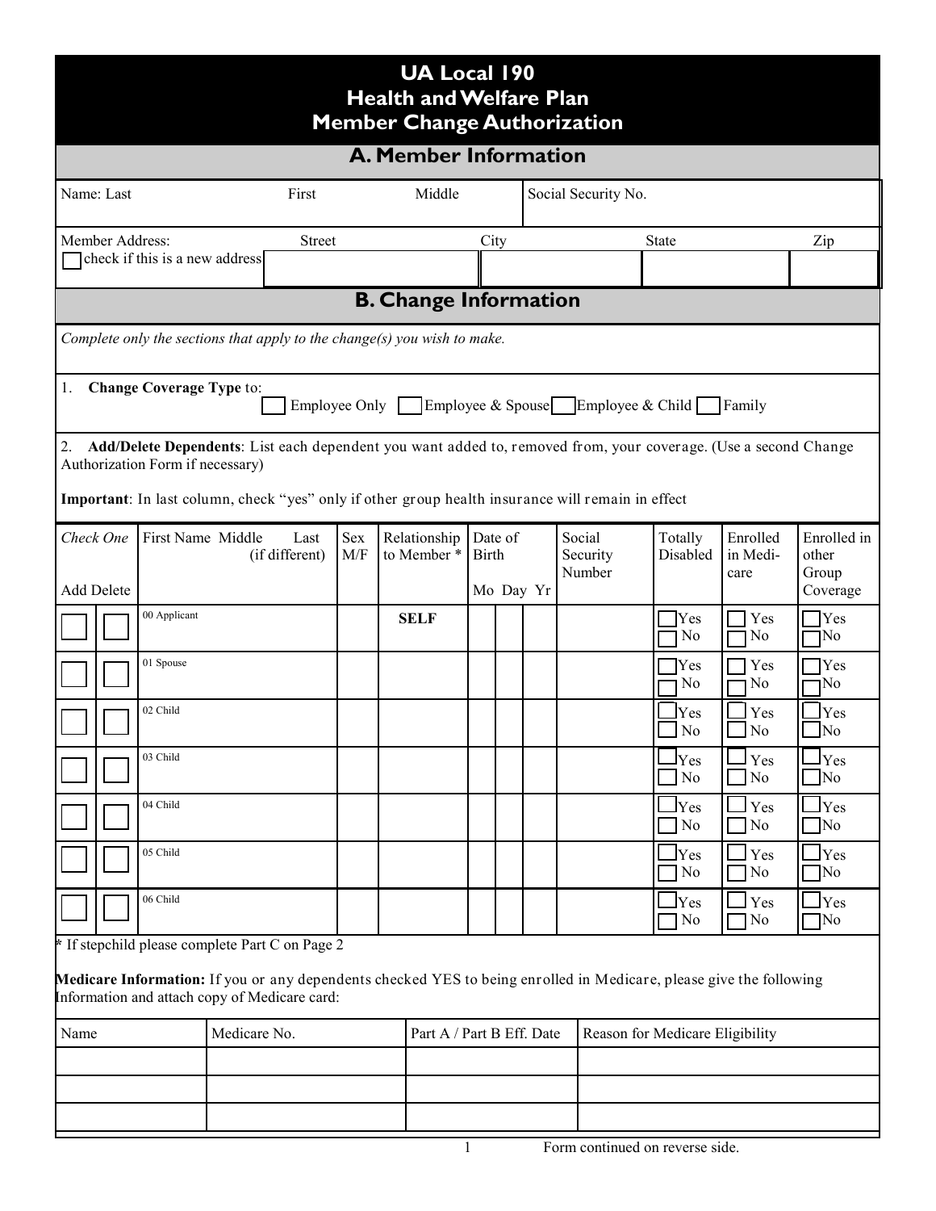# UA Local 190
# Health and Welfare Plan
# Member Change Authorization

## A. Member Information

| Name: Last | First | Middle | Social Security No. |
|---|---|---|---|
| | | | |

| Member Address: ☐ check if this is a new address | Street | City | State | Zip |
|---|---|---|---|---|
| | | | | |

## B. Change Information

*Complete only the sections that apply to the change(s) you wish to make.*

1. **Change Coverage Type** to: ☐ Employee Only ☐ Employee & Spouse ☐ Employee & Child ☐ Family

2. **Add/Delete Dependents**: List each dependent you want added to, removed from, your coverage. (Use a second Change Authorization Form if necessary)

**Important**: In last column, check "yes" only if other group health insurance will remain in effect

| *Check One* Add | Delete | First Name Middle Last (if different) | Sex M/F | Relationship to Member * | Date of Birth Mo | Day | Yr | Social Security Number | Totally Disabled | Enrolled in Medicare | Enrolled in other Group Coverage |
|---|---|---|---|---|---|---|---|---|---|---|---|
| ☐ | ☐ | 00 Applicant | | **SELF** | | | | | ☐ Yes ☐ No | ☐ Yes ☐ No | ☐ Yes ☐ No |
| ☐ | ☐ | 01 Spouse | | | | | | | ☐ Yes ☐ No | ☐ Yes ☐ No | ☐ Yes ☐ No |
| ☐ | ☐ | 02 Child | | | | | | | ☐ Yes ☐ No | ☐ Yes ☐ No | ☐ Yes ☐ No |
| ☐ | ☐ | 03 Child | | | | | | | ☐ Yes ☐ No | ☐ Yes ☐ No | ☐ Yes ☐ No |
| ☐ | ☐ | 04 Child | | | | | | | ☐ Yes ☐ No | ☐ Yes ☐ No | ☐ Yes ☐ No |
| ☐ | ☐ | 05 Child | | | | | | | ☐ Yes ☐ No | ☐ Yes ☐ No | ☐ Yes ☐ No |
| ☐ | ☐ | 06 Child | | | | | | | ☐ Yes ☐ No | ☐ Yes ☐ No | ☐ Yes ☐ No |

**\*** If stepchild please complete Part C on Page 2

**Medicare Information:** If you or any dependents checked YES to being enrolled in Medicare, please give the following Information and attach copy of Medicare card:

| Name | Medicare No. | Part A / Part B Eff. Date | Reason for Medicare Eligibility |
|---|---|---|---|
| | | | |
| | | | |
| | | | |

Form continued on reverse side.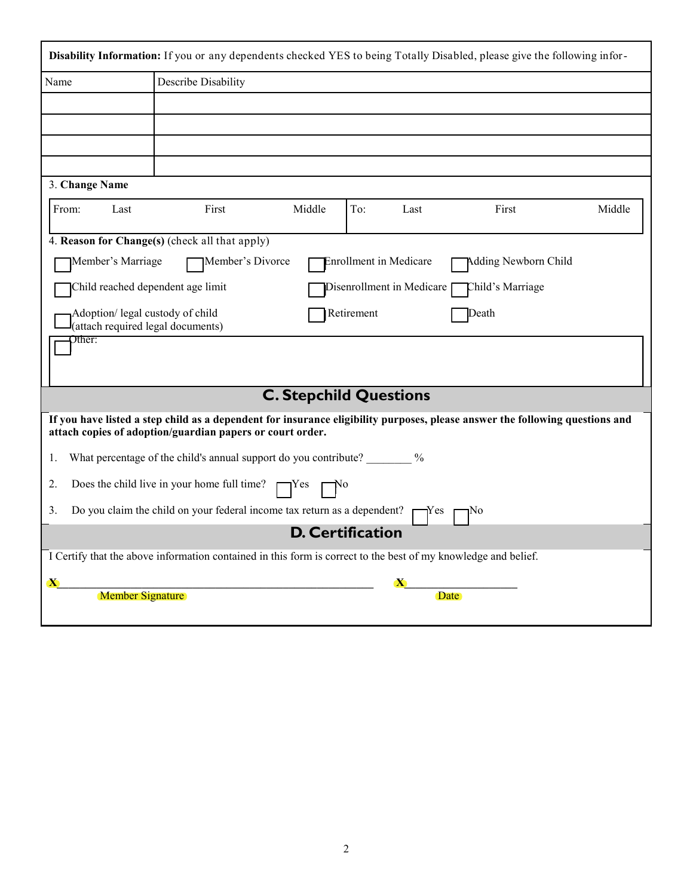| **Disability Information:** If you or any dependents checked YES to being Totally Disabled, please give the following infor- | |
|---|---|
| Name | Describe Disability |
| | |
| | |
| | |
| | |

3. **Change Name**

| From: Last | First | Middle | To: Last | First | Middle |
|---|---|---|---|---|---|
| | | | | | |

4. **Reason for Change(s)** (check all that apply)

- ☐ Member's Marriage
- ☐ Member's Divorce
- ☐ Enrollment in Medicare
- ☐ Adding Newborn Child
- ☐ Child reached dependent age limit
- ☐ Disenrollment in Medicare
- ☐ Child's Marriage
- ☐ Adoption/ legal custody of child (attach required legal documents)
- ☐ Retirement
- ☐ Death
- ☐ Other:

## C. Stepchild Questions

**If you have listed a step child as a dependent for insurance eligibility purposes, please answer the following questions and attach copies of adoption/guardian papers or court order.**

1. What percentage of the child's annual support do you contribute? ________ %
2. Does the child live in your home full time? ☐ Yes ☐ No
3. Do you claim the child on your federal income tax return as a dependent? ☐ Yes ☐ No

## D. Certification

I Certify that the above information contained in this form is correct to the best of my knowledge and belief.

**X**_____________________________________________ **X**___________________

Member Signature Date